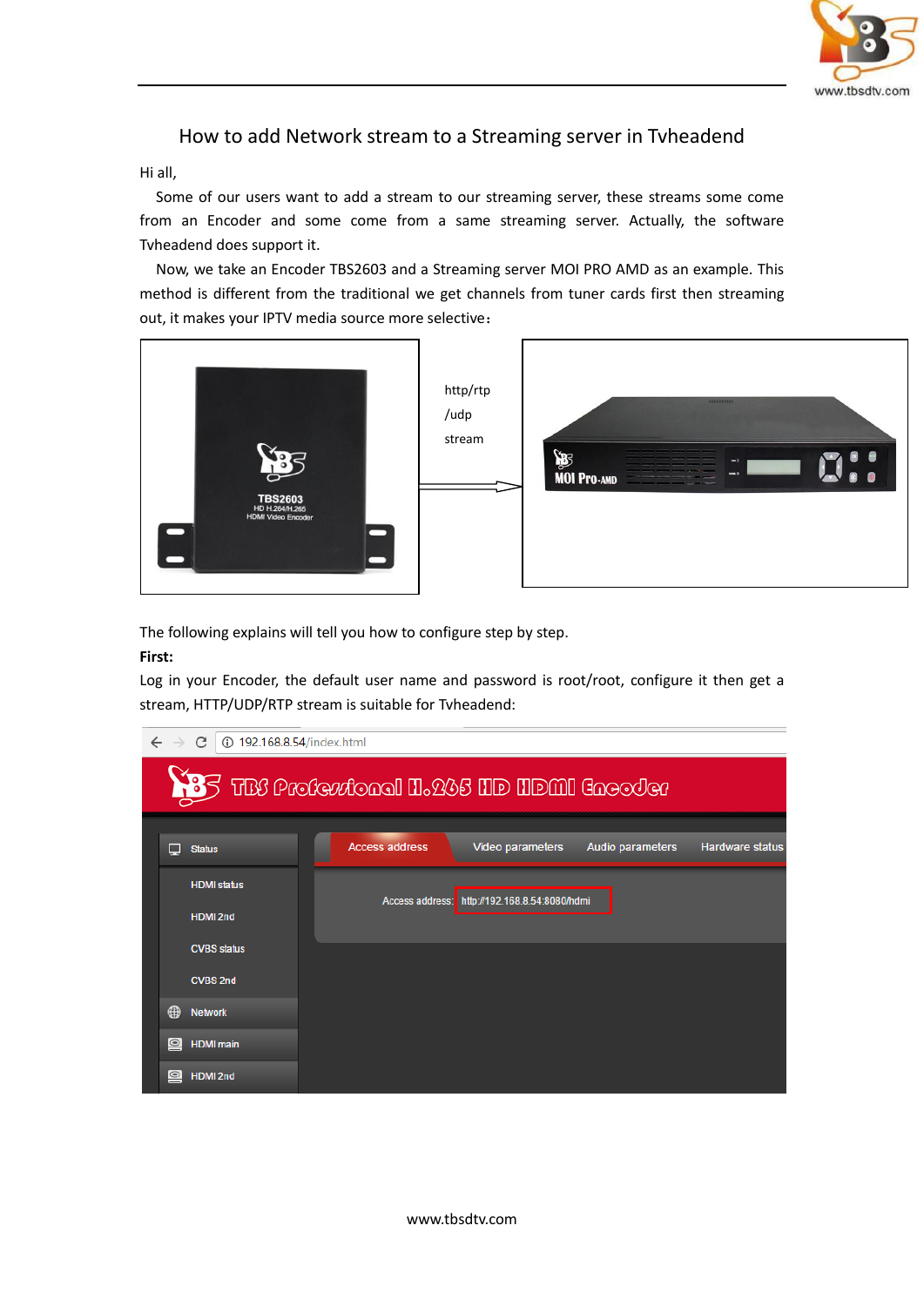# How to add Network stream to a Streaming server in Tvheadend

Hi all,

Some of our users want to add a stream to our streaming server, these streams some come from an Encoder and some come from a same streaming server. Actually, the software Tvheadend does support it.

Now, we take an Encoder TBS2603 and a Streaming server MOI PRO AMD as an example. This method is different from the traditional we get channels from tuner cards first then streaming out, it makes your IPTV media source more selective：

http/rtp
/udp
stream

The following explains will tell you how to configure step by step.

**First:**

Log in your Encoder, the default user name and password is root/root, configure it then get a stream, HTTP/UDP/RTP stream is suitable for Tvheadend: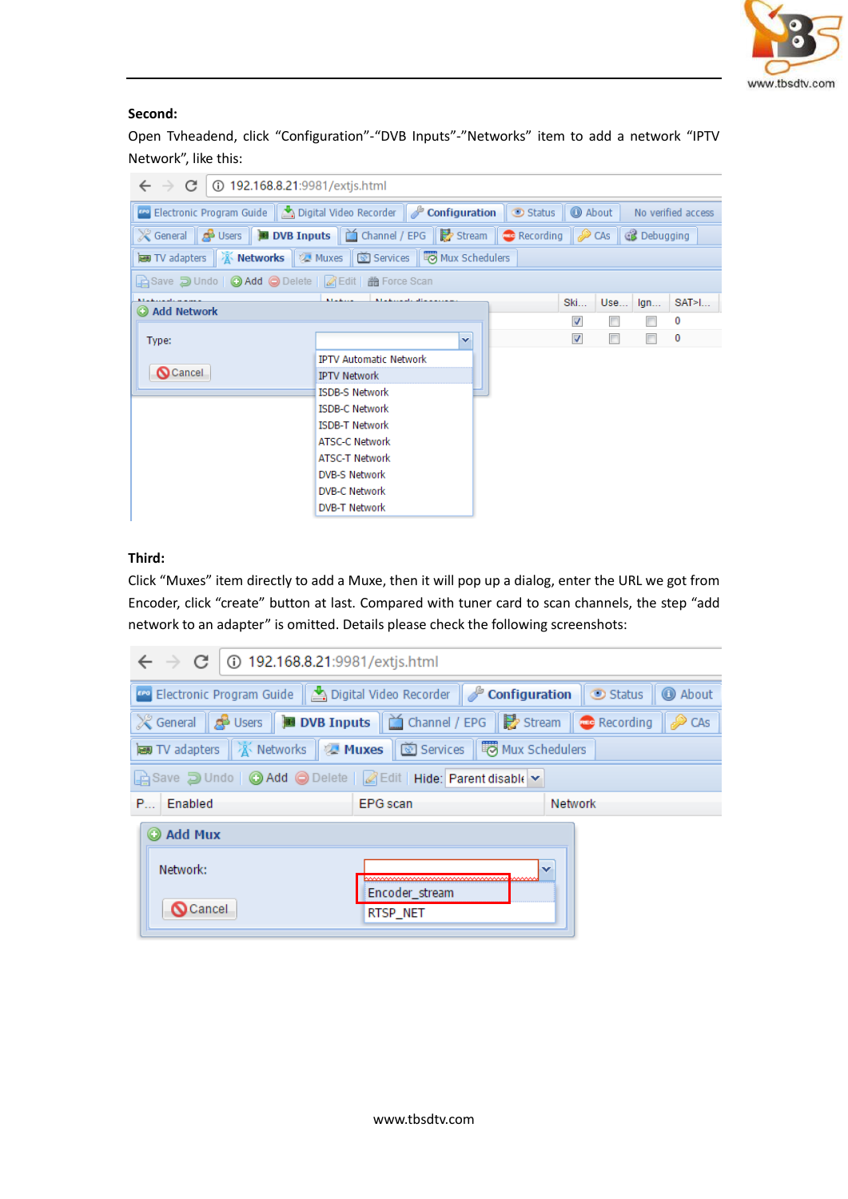**Second:**

Open Tvheadend, click “Configuration”-“DVB Inputs”-”Networks” item to add a network “IPTV Network”, like this:

**Third:**

Click “Muxes” item directly to add a Muxe, then it will pop up a dialog, enter the URL we got from Encoder, click “create” button at last. Compared with tuner card to scan channels, the step “add network to an adapter” is omitted. Details please check the following screenshots: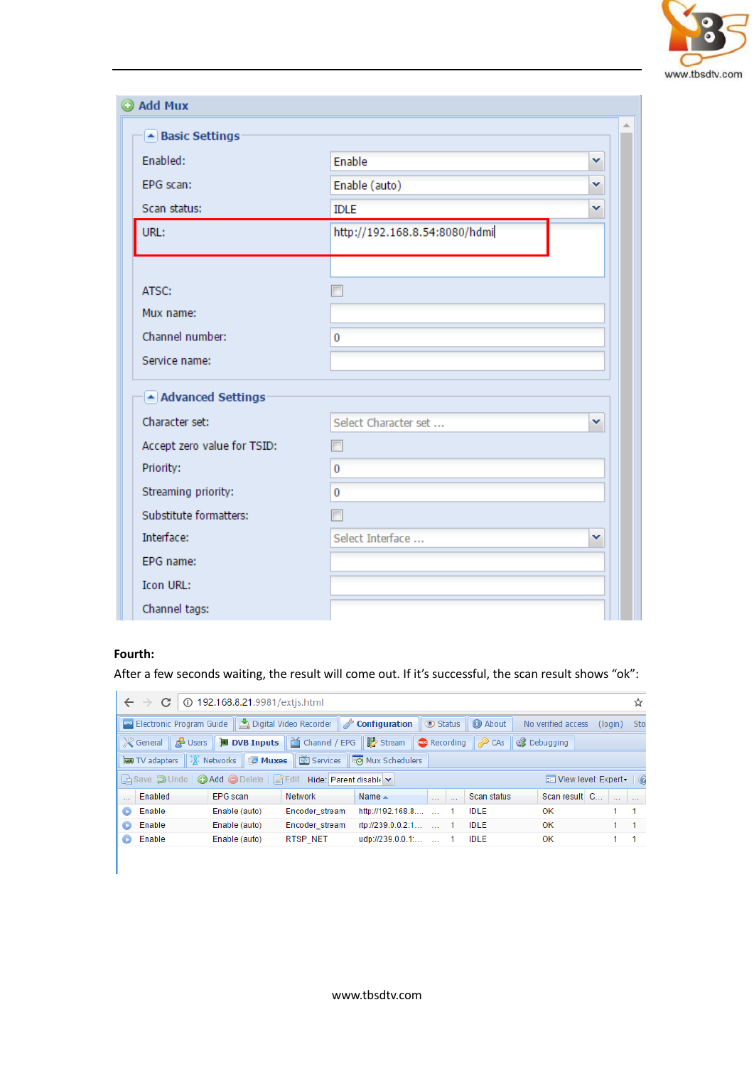**Fourth:**

After a few seconds waiting, the result will come out. If it's successful, the scan result shows "ok":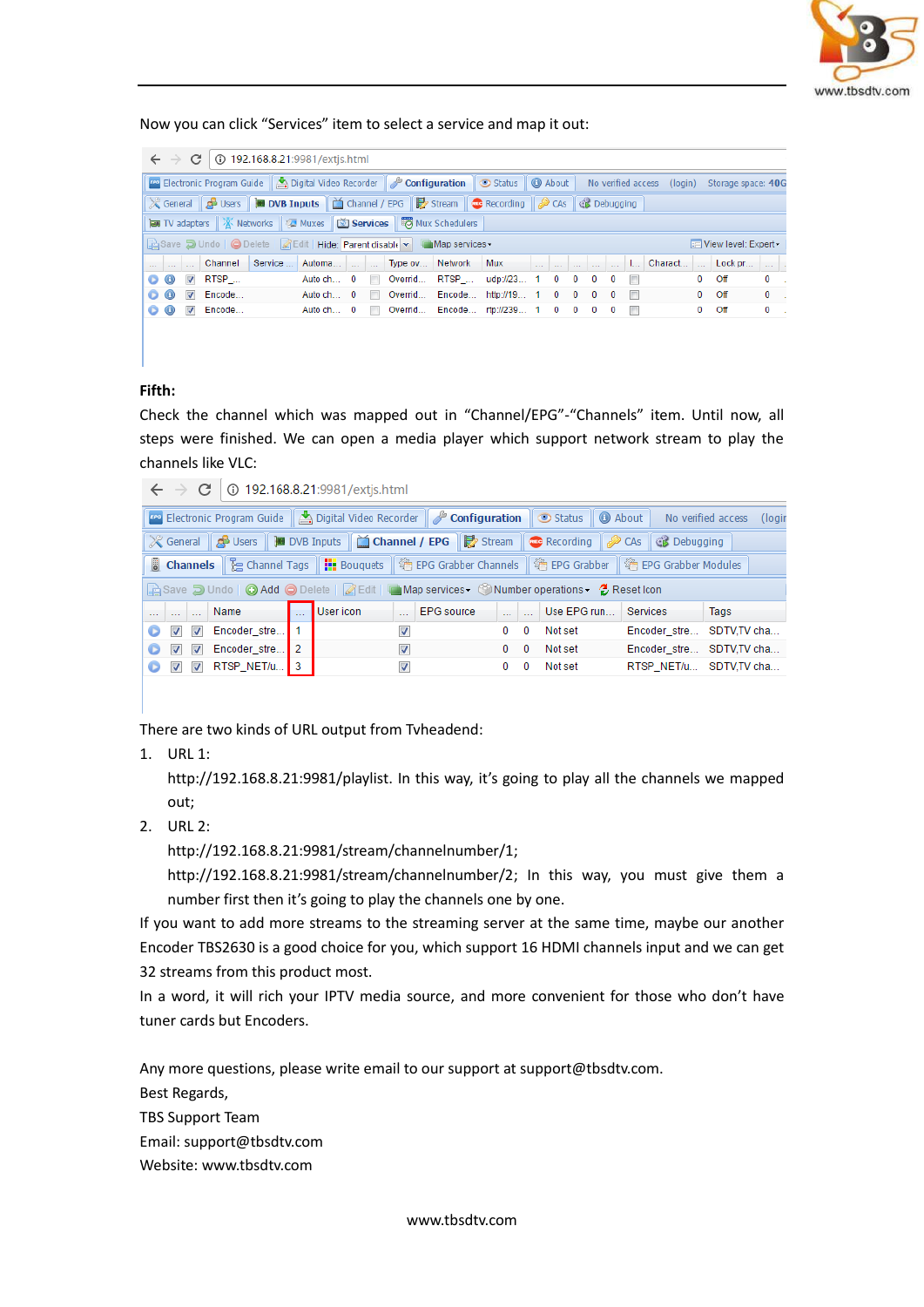Now you can click "Services" item to select a service and map it out:

**Fifth:**

Check the channel which was mapped out in "Channel/EPG"-"Channels" item. Until now, all steps were finished. We can open a media player which support network stream to play the channels like VLC:

There are two kinds of URL output from Tvheadend:

1. URL 1:
   http://192.168.8.21:9981/playlist. In this way, it's going to play all the channels we mapped out;
2. URL 2:
   http://192.168.8.21:9981/stream/channelnumber/1;
   http://192.168.8.21:9981/stream/channelnumber/2; In this way, you must give them a number first then it's going to play the channels one by one.

If you want to add more streams to the streaming server at the same time, maybe our another Encoder TBS2630 is a good choice for you, which support 16 HDMI channels input and we can get 32 streams from this product most.

In a word, it will rich your IPTV media source, and more convenient for those who don't have tuner cards but Encoders.

Any more questions, please write email to our support at support@tbsdtv.com.

Best Regards,

TBS Support Team

Email: support@tbsdtv.com

Website: www.tbsdtv.com